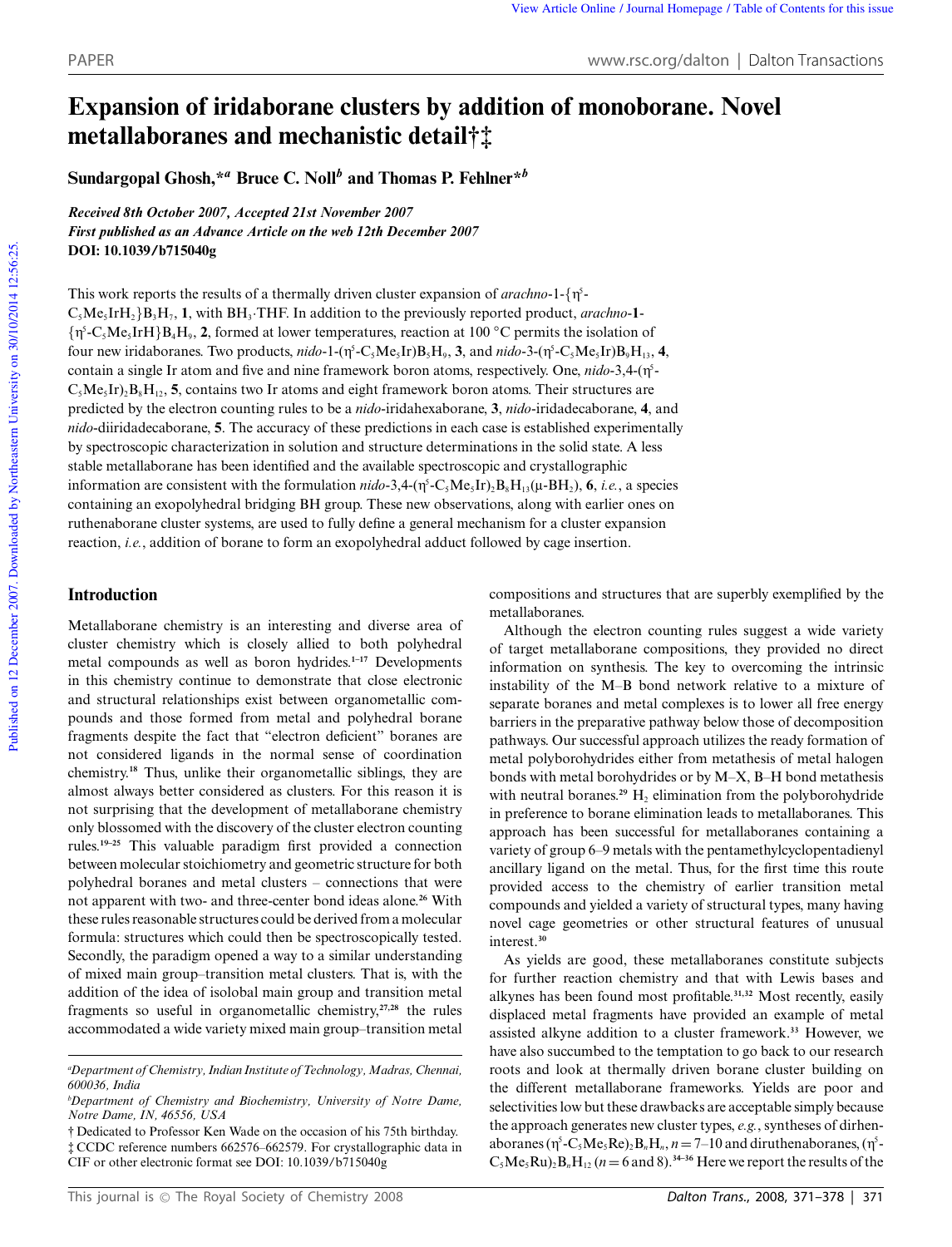# Expansion of iridaborane clusters by addition of monoborane. Novel metallaboranes and mechanistic detail†‡

**Sundargopal Ghosh,\*[a] Bruce C. Noll[b] and Thomas P. Fehlner\*[b]**

*Received 8th October 2007, Accepted 21st November 2007*
*First published as an Advance Article on the web 12th December 2007*
**DOI: 10.1039/b715040g**

This work reports the results of a thermally driven cluster expansion of *arachno*-1-{$\eta^5$-$C_5Me_5IrH_2$}$B_3H_7$, **1**, with $BH_3$·THF. In addition to the previously reported product, *arachno*-**1**-{$\eta^5$-$C_5Me_5IrH$}$B_4H_9$, **2**, formed at lower temperatures, reaction at 100 °C permits the isolation of four new iridaboranes. Two products, *nido*-1-($\eta^5$-$C_5Me_5Ir$)$B_5H_9$, **3**, and *nido*-3-($\eta^5$-$C_5Me_5Ir$)$B_9H_{13}$, **4**, contain a single Ir atom and five and nine framework boron atoms, respectively. One, *nido*-3,4-($\eta^5$-$C_5Me_5Ir$)$_2B_8H_{12}$, **5**, contains two Ir atoms and eight framework boron atoms. Their structures are predicted by the electron counting rules to be a *nido*-iridahexaborane, **3**, *nido*-iridadecaborane, **4**, and *nido*-diiridadecaborane, **5**. The accuracy of these predictions in each case is established experimentally by spectroscopic characterization in solution and structure determinations in the solid state. A less stable metallaborane has been identified and the available spectroscopic and crystallographic information are consistent with the formulation *nido*-3,4-($\eta^5$-$C_5Me_5Ir$)$_2B_8H_{13}$($\mu$-$BH_2$), **6**, *i.e.*, a species containing an exopolyhedral bridging BH group. These new observations, along with earlier ones on ruthenaborane cluster systems, are used to fully define a general mechanism for a cluster expansion reaction, *i.e.*, addition of borane to form an exopolyhedral adduct followed by cage insertion.

## Introduction

Metallaborane chemistry is an interesting and diverse area of cluster chemistry which is closely allied to both polyhedral metal compounds as well as boron hydrides.[1–17] Developments in this chemistry continue to demonstrate that close electronic and structural relationships exist between organometallic compounds and those formed from metal and polyhedral borane fragments despite the fact that "electron deficient" boranes are not considered ligands in the normal sense of coordination chemistry.[18] Thus, unlike their organometallic siblings, they are almost always better considered as clusters. For this reason it is not surprising that the development of metallaborane chemistry only blossomed with the discovery of the cluster electron counting rules.[19–25] This valuable paradigm first provided a connection between molecular stoichiometry and geometric structure for both polyhedral boranes and metal clusters – connections that were not apparent with two- and three-center bond ideas alone.[26] With these rules reasonable structures could be derived from a molecular formula: structures which could then be spectroscopically tested. Secondly, the paradigm opened a way to a similar understanding of mixed main group–transition metal clusters. That is, with the addition of the idea of isolobal main group and transition metal fragments so useful in organometallic chemistry,[27,28] the rules accommodated a wide variety mixed main group–transition metal compositions and structures that are superbly exemplified by the metallaboranes.

Although the electron counting rules suggest a wide variety of target metallaborane compositions, they provided no direct information on synthesis. The key to overcoming the intrinsic instability of the M–B bond network relative to a mixture of separate boranes and metal complexes is to lower all free energy barriers in the preparative pathway below those of decomposition pathways. Our successful approach utilizes the ready formation of metal polyborohydrides either from metathesis of metal halogen bonds with metal borohydrides or by M–X, B–H bond metathesis with neutral boranes.[29] $H_2$ elimination from the polyborohydride in preference to borane elimination leads to metallaboranes. This approach has been successful for metallaboranes containing a variety of group 6–9 metals with the pentamethylcyclopentadienyl ancillary ligand on the metal. Thus, for the first time this route provided access to the chemistry of earlier transition metal compounds and yielded a variety of structural types, many having novel cage geometries or other structural features of unusual interest.[30]

As yields are good, these metallaboranes constitute subjects for further reaction chemistry and that with Lewis bases and alkynes has been found most profitable.[31,32] Most recently, easily displaced metal fragments have provided an example of metal assisted alkyne addition to a cluster framework.[33] However, we have also succumbed to the temptation to go back to our research roots and look at thermally driven borane cluster building on the different metallaborane frameworks. Yields are poor and selectivities low but these drawbacks are acceptable simply because the approach generates new cluster types, *e.g.*, syntheses of dirhenaboranes ($\eta^5$-$C_5Me_5Re$)$_2B_nH_n$, $n = 7$–10 and diruthenaboranes, ($\eta^5$-$C_5Me_5Ru$)$_2B_nH_{12}$ ($n = 6$ and 8).[34–36] Here we report the results of the

[a]Department of Chemistry, Indian Institute of Technology, Madras, Chennai, 600036, India

[b]Department of Chemistry and Biochemistry, University of Notre Dame, Notre Dame, IN, 46556, USA

† Dedicated to Professor Ken Wade on the occasion of his 75th birthday.

‡ CCDC reference numbers 662576–662579. For crystallographic data in CIF or other electronic format see DOI: 10.1039/b715040g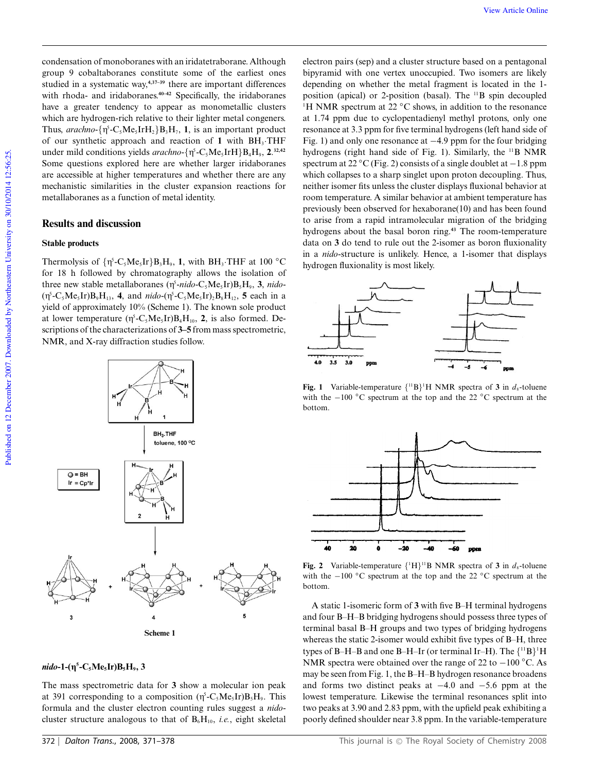condensation of monoboranes with an iridatetraborane. Although group 9 cobaltaboranes constitute some of the earliest ones studied in a systematic way,[4,37–39] there are important differences with rhoda- and iridaboranes.[40–42] Specifically, the iridaboranes have a greater tendency to appear as monometallic clusters which are hydrogen-rich relative to their lighter metal congeners. Thus, *arachno*-{$\eta^5$-$C_5Me_5IrH_2$}$B_3H_7$, **1**, is an important product of our synthetic approach and reaction of **1** with $BH_3$·THF under mild conditions yields *arachno*-{$\eta^5$-$C_5Me_5IrH$}$B_4H_9$, **2**.[32,42] Some questions explored here are whether larger iridaboranes are accessible at higher temperatures and whether there are any mechanistic similarities in the cluster expansion reactions for metallaboranes as a function of metal identity.

## Results and discussion

### Stable products

Thermolysis of {$\eta^5$-$C_5Me_5Ir$}$B_3H_9$, **1**, with $BH_3$·THF at 100 °C for 18 h followed by chromatography allows the isolation of three new stable metallaboranes ($\eta^5$-*nido*-$C_5Me_5Ir$)$B_5H_9$, **3**, *nido*-($\eta^5$-$C_5Me_5Ir$)$B_9H_{13}$, **4**, and *nido*-($\eta^5$-$C_5Me_5Ir$)$_2B_8H_{12}$, **5** each in a yield of approximately 10% (Scheme 1). The known sole product at lower temperature ($\eta^5$-$C_5Me_5Ir$)$B_4H_{10}$, **2**, is also formed. Descriptions of the characterizations of **3–5** from mass spectrometric, NMR, and X-ray diffraction studies follow.

Scheme 1

### *nido*-1-($\eta^5$-$C_5Me_5Ir$)$B_5H_9$, 3

The mass spectrometric data for **3** show a molecular ion peak at 391 corresponding to a composition ($\eta^5$-$C_5Me_5Ir$)$B_5H_9$. This formula and the cluster electron counting rules suggest a *nido*-cluster structure analogous to that of $B_6H_{10}$, *i.e.*, eight skeletal electron pairs (sep) and a cluster structure based on a pentagonal bipyramid with one vertex unoccupied. Two isomers are likely depending on whether the metal fragment is located in the 1-position (apical) or 2-position (basal). The $^{11}$B spin decoupled $^1$H NMR spectrum at 22 °C shows, in addition to the resonance at 1.74 ppm due to cyclopentadienyl methyl protons, only one resonance at 3.3 ppm for five terminal hydrogens (left hand side of Fig. 1) and only one resonance at −4.9 ppm for the four bridging hydrogens (right hand side of Fig. 1). Similarly, the $^{11}$B NMR spectrum at 22 °C (Fig. 2) consists of a single doublet at −1.8 ppm which collapses to a sharp singlet upon proton decoupling. Thus, neither isomer fits unless the cluster displays fluxional behavior at room temperature. A similar behavior at ambient temperature has previously been observed for hexaborane(10) and has been found to arise from a rapid intramolecular migration of the bridging hydrogens about the basal boron ring.[43] The room-temperature data on **3** do tend to rule out the 2-isomer as boron fluxionality in a *nido*-structure is unlikely. Hence, a 1-isomer that displays hydrogen fluxionality is most likely.

**Fig. 1** Variable-temperature {$^{11}$B}$^1$H NMR spectra of **3** in $d_8$-toluene with the −100 °C spectrum at the top and the 22 °C spectrum at the bottom.

**Fig. 2** Variable-temperature {$^1$H}$^{11}$B NMR spectra of **3** in $d_8$-toluene with the −100 °C spectrum at the top and the 22 °C spectrum at the bottom.

A static 1-isomeric form of **3** with five B–H terminal hydrogens and four B–H–B bridging hydrogens should possess three types of terminal basal B–H groups and two types of bridging hydrogens whereas the static 2-isomer would exhibit five types of B–H, three types of B–H–B and one B–H–Ir (or terminal Ir–H). The {$^{11}$B}$^1$H NMR spectra were obtained over the range of 22 to −100 °C. As may be seen from Fig. 1, the B–H–B hydrogen resonance broadens and forms two distinct peaks at −4.0 and −5.6 ppm at the lowest temperature. Likewise the terminal resonances split into two peaks at 3.90 and 2.83 ppm, with the upfield peak exhibiting a poorly defined shoulder near 3.8 ppm. In the variable-temperature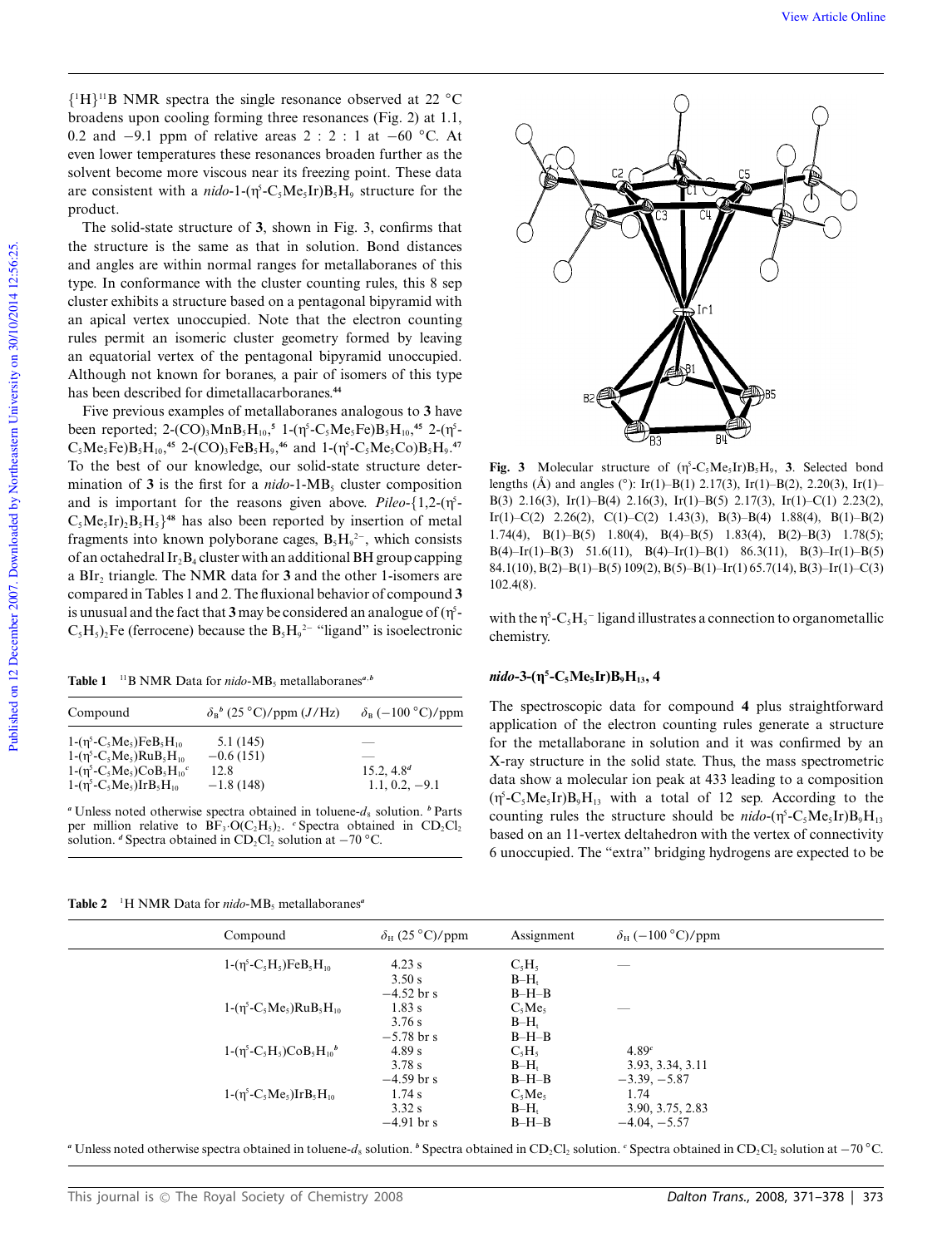$\{^1H\}^{11}B$ NMR spectra the single resonance observed at 22 °C broadens upon cooling forming three resonances (Fig. 2) at 1.1, 0.2 and −9.1 ppm of relative areas 2 : 2 : 1 at −60 °C. At even lower temperatures these resonances broaden further as the solvent become more viscous near its freezing point. These data are consistent with a *nido*-1-($\eta^5$-$C_5Me_5Ir$)$B_5H_9$ structure for the product.

The solid-state structure of **3**, shown in Fig. 3, confirms that the structure is the same as that in solution. Bond distances and angles are within normal ranges for metallaboranes of this type. In conformance with the cluster counting rules, this 8 sep cluster exhibits a structure based on a pentagonal bipyramid with an apical vertex unoccupied. Note that the electron counting rules permit an isomeric cluster geometry formed by leaving an equatorial vertex of the pentagonal bipyramid unoccupied. Although not known for boranes, a pair of isomers of this type has been described for dimetallacarboranes.[44]

Five previous examples of metallaboranes analogous to **3** have been reported; 2-$(CO)_3MnB_5H_{10}$,[5] 1-($\eta^5$-$C_5Me_5Fe$)$B_5H_{10}$,[45] 2-($\eta^5$-$C_5Me_5Fe$)$B_5H_{10}$,[45] 2-$(CO)_3FeB_5H_9$,[46] and 1-($\eta^5$-$C_5Me_5Co$)$B_5H_9$.[47] To the best of our knowledge, our solid-state structure determination of **3** is the first for a *nido*-1-$MB_5$ cluster composition and is important for the reasons given above. *Pileo*-{1,2-($\eta^5$-$C_5Me_5Ir)_2B_5H_5$}[48] has also been reported by insertion of metal fragments into polyborane cages, $B_5H_9^{2-}$, which consists of an octahedral $Ir_2B_4$ cluster with an additional BH group capping a $BIr_2$ triangle. The NMR data for **3** and the other 1-isomers are compared in Tables 1 and 2. The fluxional behavior of compound **3** is unusual and the fact that **3** may be considered an analogue of ($\eta^5$-$C_5H_5)_2Fe$ (ferrocene) because the $B_5H_9^{2-}$ "ligand" is isoelectronic with the $\eta^5$-$C_5H_5^-$ ligand illustrates a connection to organometallic chemistry.

**Fig. 3** Molecular structure of ($\eta^5$-$C_5Me_5Ir$)$B_5H_9$, **3**. Selected bond lengths (Å) and angles (°): Ir(1)–B(1) 2.17(3), Ir(1)–B(2), 2.20(3), Ir(1)–B(3) 2.16(3), Ir(1)–B(4) 2.16(3), Ir(1)–B(5) 2.17(3), Ir(1)–C(1) 2.23(2), Ir(1)–C(2) 2.26(2), C(1)–C(2) 1.43(3), B(3)–B(4) 1.88(4), B(1)–B(2) 1.74(4), B(1)–B(5) 1.80(4), B(4)–B(5) 1.83(4), B(2)–B(3) 1.78(5); B(4)–Ir(1)–B(3) 51.6(11), B(4)–Ir(1)–B(1) 86.3(11), B(3)–Ir(1)–B(5) 84.1(10), B(2)–B(1)–B(5) 109(2), B(5)–B(1)–Ir(1) 65.7(14), B(3)–Ir(1)–C(3) 102.4(8).

**Table 1** $^{11}B$ NMR Data for *nido*-$MB_5$ metallaboranes[a,b]

| Compound | $\delta_B$[b] (25 °C)/ppm (J/Hz) | $\delta_B$ (−100 °C)/ppm |
|---|---|---|
| 1-($\eta^5$-$C_5Me_5$)$FeB_5H_{10}$ | 5.1 (145) | — |
| 1-($\eta^5$-$C_5Me_5$)$RuB_5H_{10}$ | −0.6 (151) | — |
| 1-($\eta^5$-$C_5Me_5$)$CoB_5H_{10}$[c] | 12.8 | 15.2, 4.8[d] |
| 1-($\eta^5$-$C_5Me_5$)$IrB_5H_{10}$ | −1.8 (148) | 1.1, 0.2, −9.1 |

[a] Unless noted otherwise spectra obtained in toluene-$d_8$ solution. [b] Parts per million relative to $BF_3 \cdot O(C_2H_5)_2$. [c] Spectra obtained in $CD_2Cl_2$ solution. [d] Spectra obtained in $CD_2Cl_2$ solution at −70 °C.

### *nido*-3-($\eta^5$-$C_5Me_5Ir$)$B_9H_{13}$, 4

The spectroscopic data for compound **4** plus straightforward application of the electron counting rules generate a structure for the metallaborane in solution and it was confirmed by an X-ray structure in the solid state. Thus, the mass spectrometric data show a molecular ion peak at 433 leading to a composition ($\eta^5$-$C_5Me_5Ir$)$B_9H_{13}$ with a total of 12 sep. According to the counting rules the structure should be *nido*-($\eta^5$-$C_5Me_5Ir$)$B_9H_{13}$ based on an 11-vertex deltahedron with the vertex of connectivity 6 unoccupied. The "extra" bridging hydrogens are expected to be

**Table 2** $^1H$ NMR Data for *nido*-$MB_5$ metallaboranes[a]

| Compound | $\delta_H$ (25 °C)/ppm | Assignment | $\delta_H$ (−100 °C)/ppm |
|---|---|---|---|
| 1-($\eta^5$-$C_5H_5$)$FeB_5H_{10}$ | 4.23 s | $C_5H_5$ | — |
| | 3.50 s | B–$H_t$ | |
| | −4.52 br s | B–H–B | |
| 1-($\eta^5$-$C_5Me_5$)$RuB_5H_{10}$ | 1.83 s | $C_5Me_5$ | — |
| | 3.76 s | B–$H_t$ | |
| | −5.78 br s | B–H–B | |
| 1-($\eta^5$-$C_5H_5$)$CoB_5H_{10}$[b] | 4.89 s | $C_5H_5$ | 4.89[c] |
| | 3.78 s | B–$H_t$ | 3.93, 3.34, 3.11 |
| | −4.59 br s | B–H–B | −3.39, −5.87 |
| 1-($\eta^5$-$C_5Me_5$)$IrB_5H_{10}$ | 1.74 s | $C_5Me_5$ | 1.74 |
| | 3.32 s | B–$H_t$ | 3.90, 3.75, 2.83 |
| | −4.91 br s | B–H–B | −4.04, −5.57 |

[a] Unless noted otherwise spectra obtained in toluene-$d_8$ solution. [b] Spectra obtained in $CD_2Cl_2$ solution. [c] Spectra obtained in $CD_2Cl_2$ solution at −70 °C.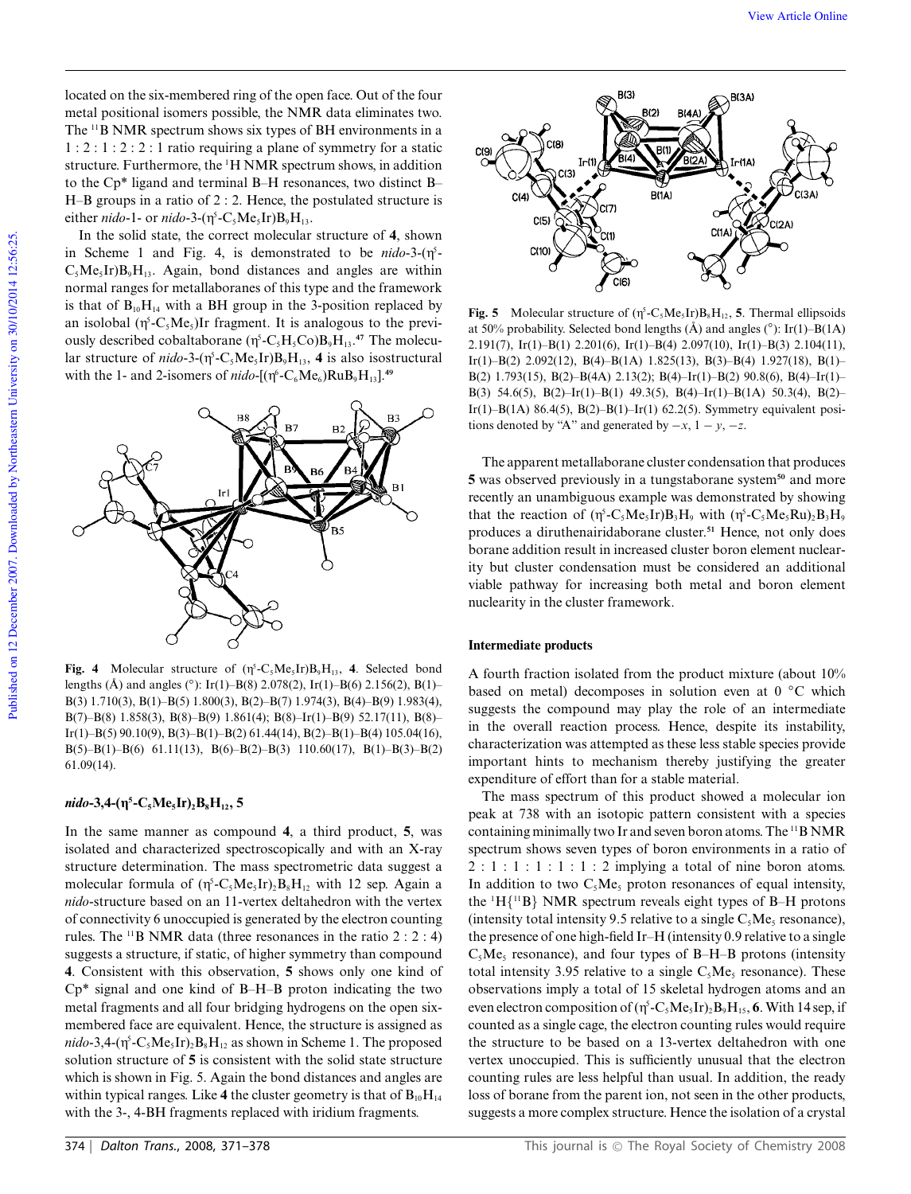located on the six-membered ring of the open face. Out of the four metal positional isomers possible, the NMR data eliminates two. The $^{11}B$ NMR spectrum shows six types of BH environments in a 1 : 2 : 1 : 2 : 2 : 1 ratio requiring a plane of symmetry for a static structure. Furthermore, the $^{1}H$ NMR spectrum shows, in addition to the Cp* ligand and terminal B–H resonances, two distinct B–H–B groups in a ratio of 2 : 2. Hence, the postulated structure is either *nido*-1- or *nido*-3-($\eta^5$-$C_5Me_5$Ir)$B_9H_{13}$.

In the solid state, the correct molecular structure of **4**, shown in Scheme 1 and Fig. 4, is demonstrated to be *nido*-3-($\eta^5$-$C_5Me_5$Ir)$B_9H_{13}$. Again, bond distances and angles are within normal ranges for metallaboranes of this type and the framework is that of $B_{10}H_{14}$ with a BH group in the 3-position replaced by an isolobal ($\eta^5$-$C_5Me_5$)Ir fragment. It is analogous to the previously described cobaltaborane ($\eta^5$-$C_5H_5$Co)$B_9H_{13}$.[47] The molecular structure of *nido*-3-($\eta^5$-$C_5Me_5$Ir)$B_9H_{13}$, **4** is also isostructural with the 1- and 2-isomers of *nido*-[($\eta^6$-$C_6Me_6$)Ru$B_9H_{13}$].[49]

**Fig. 4** Molecular structure of ($\eta^5$-$C_5Me_5$Ir)$B_9H_{13}$, **4**. Selected bond lengths (Å) and angles (°): Ir(1)–B(8) 2.078(2), Ir(1)–B(6) 2.156(2), B(1)–B(3) 1.710(3), B(1)–B(5) 1.800(3), B(2)–B(7) 1.974(3), B(4)–B(9) 1.983(4), B(7)–B(8) 1.858(3), B(8)–B(9) 1.861(4); B(8)–Ir(1)–B(9) 52.17(11), B(8)–Ir(1)–B(5) 90.10(9), B(3)–B(1)–B(2) 61.44(14), B(2)–B(1)–B(4) 105.04(16), B(5)–B(1)–B(6) 61.11(13), B(6)–B(2)–B(3) 110.60(17), B(1)–B(3)–B(2) 61.09(14).

### *nido*-3,4-($\eta^5$-$C_5Me_5$Ir)$_2B_8H_{12}$, 5

In the same manner as compound **4**, a third product, **5**, was isolated and characterized spectroscopically and with an X-ray structure determination. The mass spectrometric data suggest a molecular formula of ($\eta^5$-$C_5Me_5$Ir)$_2B_8H_{12}$ with 12 sep. Again a *nido*-structure based on an 11-vertex deltahedron with the vertex of connectivity 6 unoccupied is generated by the electron counting rules. The $^{11}B$ NMR data (three resonances in the ratio 2 : 2 : 4) suggests a structure, if static, of higher symmetry than compound **4**. Consistent with this observation, **5** shows only one kind of Cp* signal and one kind of B–H–B proton indicating the two metal fragments and all four bridging hydrogens on the open six-membered face are equivalent. Hence, the structure is assigned as *nido*-3,4-($\eta^5$-$C_5Me_5$Ir)$_2B_8H_{12}$ as shown in Scheme 1. The proposed solution structure of **5** is consistent with the solid state structure which is shown in Fig. 5. Again the bond distances and angles are within typical ranges. Like **4** the cluster geometry is that of $B_{10}H_{14}$ with the 3-, 4-BH fragments replaced with iridium fragments.

**Fig. 5** Molecular structure of ($\eta^5$-$C_5Me_5$Ir)$B_8H_{12}$, **5**. Thermal ellipsoids at 50% probability. Selected bond lengths (Å) and angles (°): Ir(1)–B(1A) 2.191(7), Ir(1)–B(1) 2.201(6), Ir(1)–B(4) 2.097(10), Ir(1)–B(3) 2.104(11), Ir(1)–B(2) 2.092(12), B(4)–B(1A) 1.825(13), B(3)–B(4) 1.927(18), B(1)–B(2) 1.793(15), B(2)–B(4A) 2.13(2); B(4)–Ir(1)–B(2) 90.8(6), B(4)–Ir(1)–B(3) 54.6(5), B(2)–Ir(1)–B(1) 49.3(5), B(4)–Ir(1)–B(1A) 50.3(4), B(2)–Ir(1)–B(1A) 86.4(5), B(2)–B(1)–Ir(1) 62.2(5). Symmetry equivalent positions denoted by "A" and generated by $-x$, $1 - y$, $-z$.

The apparent metallaborane cluster condensation that produces **5** was observed previously in a tungstaborane system[50] and more recently an unambiguous example was demonstrated by showing that the reaction of ($\eta^5$-$C_5Me_5$Ir)$B_3H_9$ with ($\eta^5$-$C_5Me_5$Ru)$_2B_3H_9$ produces a diruthenairidaborane cluster.[51] Hence, not only does borane addition result in increased cluster boron element nuclearity but cluster condensation must be considered an additional viable pathway for increasing both metal and boron element nuclearity in the cluster framework.

### Intermediate products

A fourth fraction isolated from the product mixture (about 10% based on metal) decomposes in solution even at 0 °C which suggests the compound may play the role of an intermediate in the overall reaction process. Hence, despite its instability, characterization was attempted as these less stable species provide important hints to mechanism thereby justifying the greater expenditure of effort than for a stable material.

The mass spectrum of this product showed a molecular ion peak at 738 with an isotopic pattern consistent with a species containing minimally two Ir and seven boron atoms. The $^{11}B$ NMR spectrum shows seven types of boron environments in a ratio of 2 : 1 : 1 : 1 : 1 : 1 : 2 implying a total of nine boron atoms. In addition to two $C_5Me_5$ proton resonances of equal intensity, the $^{1}H\{^{11}B\}$ NMR spectrum reveals eight types of B–H protons (intensity total intensity 9.5 relative to a single $C_5Me_5$ resonance), the presence of one high-field Ir–H (intensity 0.9 relative to a single $C_5Me_5$ resonance), and four types of B–H–B protons (intensity total intensity 3.95 relative to a single $C_5Me_5$ resonance). These observations imply a total of 15 skeletal hydrogen atoms and an even electron composition of ($\eta^5$-$C_5Me_5$Ir)$_2B_9H_{15}$, **6**. With 14 sep, if counted as a single cage, the electron counting rules would require the structure to be based on a 13-vertex deltahedron with one vertex unoccupied. This is sufficiently unusual that the electron counting rules are less helpful than usual. In addition, the ready loss of borane from the parent ion, not seen in the other products, suggests a more complex structure. Hence the isolation of a crystal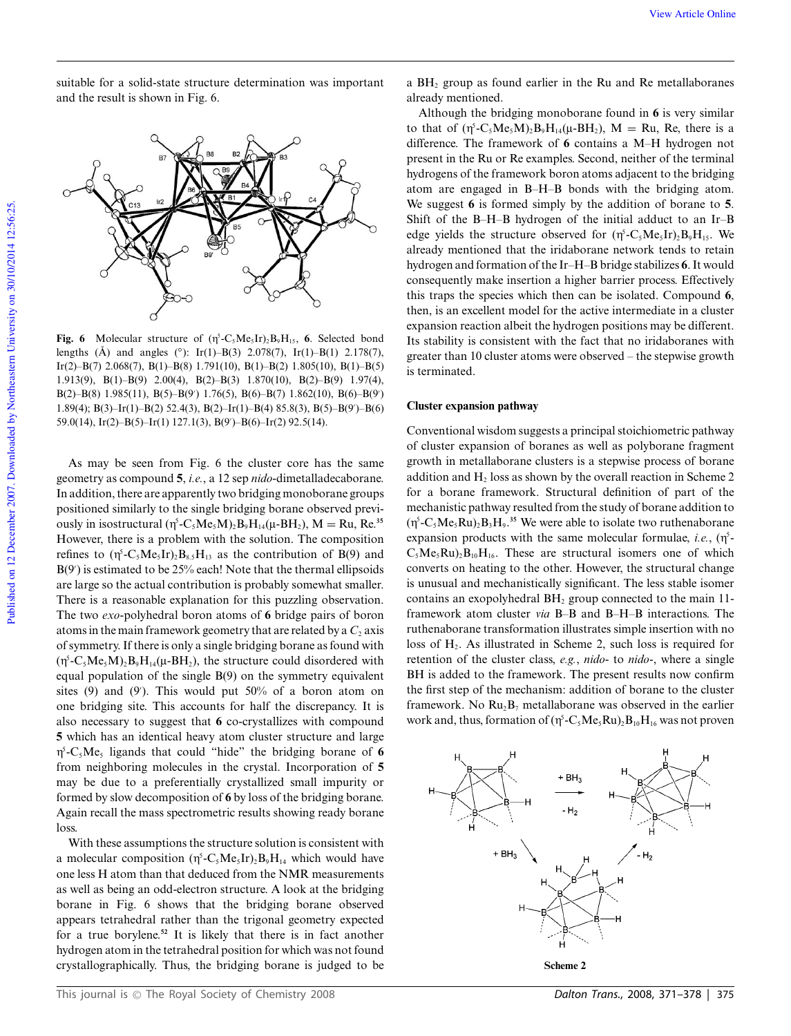suitable for a solid-state structure determination was important and the result is shown in Fig. 6.

**Fig. 6** Molecular structure of ($\eta^5$-$C_5Me_5Ir)_2B_9H_{15}$, **6**. Selected bond lengths (Å) and angles (°): Ir(1)–B(3) 2.078(7), Ir(1)–B(1) 2.178(7), Ir(2)–B(7) 2.068(7), B(1)–B(8) 1.791(10), B(1)–B(2) 1.805(10), B(1)–B(5) 1.913(9), B(1)–B(9) 2.00(4), B(2)–B(3) 1.870(10), B(2)–B(9) 1.97(4), B(2)–B(8) 1.985(11), B(5)–B(9′) 1.76(5), B(6)–B(7) 1.862(10), B(6)–B(9′) 1.89(4); B(3)–Ir(1)–B(2) 52.4(3), B(2)–Ir(1)–B(4) 85.8(3), B(5)–B(9′)–B(6) 59.0(14), Ir(2)–B(5)–Ir(1) 127.1(3), B(9′)–B(6)–Ir(2) 92.5(14).

As may be seen from Fig. 6 the cluster core has the same geometry as compound **5**, *i.e.*, a 12 sep *nido*-dimetalladecaborane. In addition, there are apparently two bridging monoborane groups positioned similarly to the single bridging borane observed previously in isostructural ($\eta^5$-$C_5Me_5M)_2B_9H_{14}$($\mu$-$BH_2$), M = Ru, Re.[35] However, there is a problem with the solution. The composition refines to ($\eta^5$-$C_5Me_5Ir)_2B_{8.5}H_{13}$ as the contribution of B(9) and B(9′) is estimated to be 25% each! Note that the thermal ellipsoids are large so the actual contribution is probably somewhat smaller. There is a reasonable explanation for this puzzling observation. The two *exo*-polyhedral boron atoms of **6** bridge pairs of boron atoms in the main framework geometry that are related by a $C_2$ axis of symmetry. If there is only a single bridging borane as found with ($\eta^5$-$C_5Me_5M)_2B_9H_{14}$($\mu$-$BH_2$), the structure could disordered with equal population of the single B(9) on the symmetry equivalent sites (9) and (9′). This would put 50% of a boron atom on one bridging site. This accounts for half the discrepancy. It is also necessary to suggest that **6** co-crystallizes with compound **5** which has an identical heavy atom cluster structure and large $\eta^5$-$C_5Me_5$ ligands that could "hide" the bridging borane of **6** from neighboring molecules in the crystal. Incorporation of **5** may be due to a preferentially crystallized small impurity or formed by slow decomposition of **6** by loss of the bridging borane. Again recall the mass spectrometric results showing ready borane loss.

With these assumptions the structure solution is consistent with a molecular composition ($\eta^5$-$C_5Me_5Ir)_2B_9H_{14}$ which would have one less H atom than that deduced from the NMR measurements as well as being an odd-electron structure. A look at the bridging borane in Fig. 6 shows that the bridging borane observed appears tetrahedral rather than the trigonal geometry expected for a true borylene.[52] It is likely that there is in fact another hydrogen atom in the tetrahedral position for which was not found crystallographically. Thus, the bridging borane is judged to be a $BH_2$ group as found earlier in the Ru and Re metallaboranes already mentioned.

Although the bridging monoborane found in **6** is very similar to that of ($\eta^5$-$C_5Me_5M)_2B_9H_{14}$($\mu$-$BH_2$), M = Ru, Re, there is a difference. The framework of **6** contains a M–H hydrogen not present in the Ru or Re examples. Second, neither the terminal hydrogens of the framework boron atoms adjacent to the bridging atom are engaged in B–H–B bonds with the bridging atom. We suggest **6** is formed simply by the addition of borane to **5**. Shift of the B–H–B hydrogen of the initial adduct to an Ir–B edge yields the structure observed for ($\eta^5$-$C_5Me_5Ir)_2B_9H_{15}$. We already mentioned that the iridaborane network tends to retain hydrogen and formation of the Ir–H–B bridge stabilizes **6**. It would consequently make insertion a higher barrier process. Effectively this traps the species which then can be isolated. Compound **6**, then, is an excellent model for the active intermediate in a cluster expansion reaction albeit the hydrogen positions may be different. Its stability is consistent with the fact that no iridaboranes with greater than 10 cluster atoms were observed – the stepwise growth is terminated.

## Cluster expansion pathway

Conventional wisdom suggests a principal stoichiometric pathway of cluster expansion of boranes as well as polyborane fragment growth in metallaborane clusters is a stepwise process of borane addition and $H_2$ loss as shown by the overall reaction in Scheme 2 for a borane framework. Structural definition of part of the mechanistic pathway resulted from the study of borane addition to ($\eta^5$-$C_5Me_5Ru)_2B_3H_9$.[35] We were able to isolate two ruthenaborane expansion products with the same molecular formulae, *i.e.*, ($\eta^5$-$C_5Me_5Ru)_2B_{10}H_{16}$. These are structural isomers one of which converts on heating to the other. However, the structural change is unusual and mechanistically significant. The less stable isomer contains an exopolyhedral $BH_2$ group connected to the main 11-framework atom cluster *via* B–B and B–H–B interactions. The ruthenaborane transformation illustrates simple insertion with no loss of $H_2$. As illustrated in Scheme 2, such loss is required for retention of the cluster class, *e.g.*, *nido*- to *nido*-, where a single BH is added to the framework. The present results now confirm the first step of the mechanism: addition of borane to the cluster framework. No $Ru_2B_7$ metallaborane was observed in the earlier work and, thus, formation of ($\eta^5$-$C_5Me_5Ru)_2B_{10}H_{16}$ was not proven

**Scheme 2**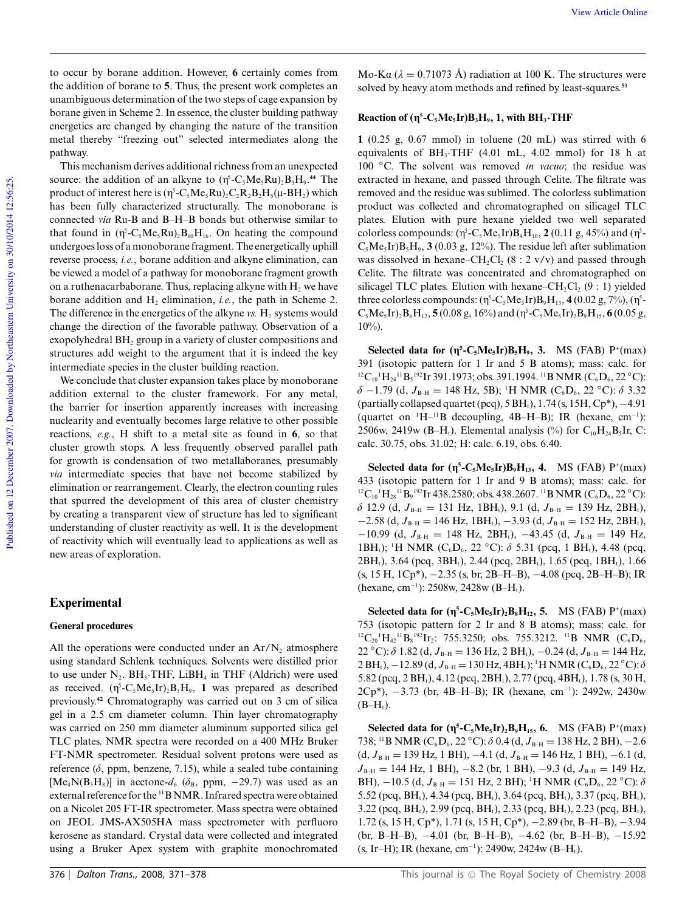to occur by borane addition. However, **6** certainly comes from the addition of borane to **5**. Thus, the present work completes an unambiguous determination of the two steps of cage expansion by borane given in Scheme 2. In essence, the cluster building pathway energetics are changed by changing the nature of the transition metal thereby "freezing out" selected intermediates along the pathway.

This mechanism derives additional richness from an unexpected source: the addition of an alkyne to ($\eta^5$-$C_5Me_5Ru)_2B_3H_9$.[44] The product of interest here is ($\eta^5$-$C_5Me_5Ru)_2C_2R_2B_2H_5$($\mu$-$BH_2$) which has been fully characterized structurally. The monoborane is connected *via* Ru-B and B–H–B bonds but otherwise similar to that found in ($\eta^5$-$C_5Me_5Ru)_2B_{10}H_{16}$. On heating the compound undergoes loss of a monoborane fragment. The energetically uphill reverse process, *i.e.*, borane addition and alkyne elimination, can be viewed a model of a pathway for monoborane fragment growth on a ruthenacarborane. Thus, replacing alkyne with $H_2$ we have borane addition and $H_2$ elimination, *i.e.*, the path in Scheme 2. The difference in the energetics of the alkyne *vs.* $H_2$ systems would change the direction of the favorable pathway. Observation of a exopolyhedral $BH_2$ group in a variety of cluster compositions and structures add weight to the argument that it is indeed the key intermediate species in the cluster building reaction.

We conclude that cluster expansion takes place by monoborane addition external to the cluster framework. For any metal, the barrier for insertion apparently increases with increasing nuclearity and eventually becomes large relative to other possible reactions, *e.g.*, H shift to a metal site as found in **6**, so that cluster growth stops. A less frequently observed parallel path for growth is condensation of two metallaboranes, presumably *via* intermediate species that have not become stabilized by elimination or rearrangement. Clearly, the electron counting rules that spurred the development of this area of cluster chemistry by creating a transparent view of structure has led to significant understanding of cluster reactivity as well. It is the development of reactivity which will eventually lead to applications as well as new areas of exploration.

## Experimental

### General procedures

All the operations were conducted under an Ar/$N_2$ atmosphere using standard Schlenk techniques. Solvents were distilled prior to use under $N_2$. $BH_3$·THF, $LiBH_4$ in THF (Aldrich) were used as received. ($\eta^5$-$C_5Me_5Ir)_2B_3H_9$, **1** was prepared as described previously.[42] Chromatography was carried out on 3 cm of silica gel in a 2.5 cm diameter column. Thin layer chromatography was carried on 250 mm diameter aluminum supported silica gel TLC plates. NMR spectra were recorded on a 400 MHz Bruker FT-NMR spectrometer. Residual solvent protons were used as reference ($\delta$, ppm, benzene, 7.15), while a sealed tube containing [$Me_4N(B_3H_8)$] in acetone-$d_6$ ($\delta_B$, ppm, −29.7) was used as an external reference for the $^{11}$B NMR. Infrared spectra were obtained on a Nicolet 205 FT-IR spectrometer. Mass spectra were obtained on JEOL JMS-AX505HA mass spectrometer with perfluoro kerosene as standard. Crystal data were collected and integrated using a Bruker Apex system with graphite monochromated Mo-K$\alpha$ ($\lambda$ = 0.71073 Å) radiation at 100 K. The structures were solved by heavy atom methods and refined by least-squares.[53]

### Reaction of ($\eta^5$-$C_5Me_5Ir)B_3H_9$, 1, with $BH_3$·THF

**1** (0.25 g, 0.67 mmol) in toluene (20 mL) was stirred with 6 equivalents of $BH_3$·THF (4.01 mL, 4.02 mmol) for 18 h at 100 °C. The solvent was removed *in vacuo*; the residue was extracted in hexane, and passed through Celite. The filtrate was removed and the residue was sublimed. The colorless sublimation product was collected and chromatographed on silicagel TLC plates. Elution with pure hexane yielded two well separated colorless compounds: ($\eta^5$-$C_5Me_5Ir)B_4H_{10}$, **2** (0.11 g, 45%) and ($\eta^5$-$C_5Me_5Ir)B_5H_9$, **3** (0.03 g, 12%). The residue left after sublimation was dissolved in hexane–$CH_2Cl_2$ (8 : 2 v/v) and passed through Celite. The filtrate was concentrated and chromatographed on silicagel TLC plates. Elution with hexane–$CH_2Cl_2$ (9 : 1) yielded three colorless compounds: ($\eta^5$-$C_5Me_5Ir)B_9H_{13}$, **4** (0.02 g, 7%), ($\eta^5$-$C_5Me_5Ir)_2B_8H_{12}$, **5** (0.08 g, 16%) and ($\eta^5$-$C_5Me_5Ir)_2B_9H_{15}$, **6** (0.05 g, 10%).

**Selected data for ($\eta^5$-$C_5Me_5Ir)B_5H_9$, 3.** MS (FAB) P$^+$(max) 391 (isotopic pattern for 1 Ir and 5 B atoms); mass: calc. for $^{12}C_{10}{}^1H_{24}{}^{11}B_5{}^{192}Ir$ 391.1973; obs. 391.1994. $^{11}$B NMR ($C_6D_6$, 22 °C): $\delta$ −1.79 (d, $J_{B-H}$ = 148 Hz, 5B); $^1$H NMR ($C_6D_6$, 22 °C): $\delta$ 3.32 (partially collapsed quartet (pcq), 5 $BH_t$), 1.74 (s, 15H, Cp*), −4.91 (quartet on $^1$H–$^{11}$B decoupling, 4B–H–B); IR (hexane, cm$^{-1}$): 2506w, 2419w (B–$H_t$). Elemental analysis (%) for $C_{10}H_{24}B_5Ir$, C: calc. 30.75, obs. 31.02; H: calc. 6.19, obs. 6.40.

**Selected data for ($\eta^5$-$C_5Me_5Ir)B_9H_{13}$, 4.** MS (FAB) P$^+$(max) 433 (isotopic pattern for 1 Ir and 9 B atoms); mass: calc. for $^{12}C_{10}{}^1H_{28}{}^{11}B_9{}^{192}Ir$ 438.2580; obs. 438.2607. $^{11}$B NMR ($C_6D_6$, 22 °C): $\delta$ 12.9 (d, $J_{B-H}$ = 131 Hz, 1$BH_t$), 9.1 (d, $J_{B-H}$ = 139 Hz, 2$BH_t$), −2.58 (d, $J_{B-H}$ = 146 Hz, 1$BH_t$), −3.93 (d, $J_{B-H}$ = 152 Hz, 2$BH_t$), −10.99 (d, $J_{B-H}$ = 148 Hz, 2$BH_t$), −43.45 (d, $J_{B-H}$ = 149 Hz, 1$BH_t$); $^1$H NMR ($C_6D_6$, 22 °C): $\delta$ 5.31 (pcq, 1 $BH_t$), 4.48 (pcq, 2$BH_t$), 3.64 (pcq, 3$BH_t$), 2.44 (pcq, 2$BH_t$), 1.65 (pcq, 1$BH_t$), 1.66 (s, 15 H, 1Cp*), −2.35 (s, br, 2B–H–B), −4.08 (pcq, 2B–H–B); IR (hexane, cm$^{-1}$): 2508w, 2428w (B–$H_t$).

**Selected data for ($\eta^5$-$C_5Me_5Ir)_2B_8H_{12}$, 5.** MS (FAB) P$^+$(max) 753 (isotopic pattern for 2 Ir and 8 B atoms); mass: calc. for $^{12}C_{20}{}^1H_{42}{}^{11}B_8{}^{192}Ir_2$: 755.3250; obs. 755.3212. $^{11}$B NMR ($C_6D_6$, 22 °C): $\delta$ 1.82 (d, $J_{B-H}$ = 136 Hz, 2 $BH_t$), −0.24 (d, $J_{B-H}$ = 144 Hz, 2 $BH_t$), −12.89 (d, $J_{B-H}$ = 130 Hz, 4$BH_t$); $^1$H NMR ($C_6D_6$, 22 °C): $\delta$ 5.82 (pcq, 2 $BH_t$), 4.12 (pcq, 2$BH_t$), 2.77 (pcq, 4$BH_t$), 1.78 (s, 30 H, 2Cp*), −3.73 (br, 4B–H–B); IR (hexane, cm$^{-1}$): 2492w, 2430w (B–$H_t$).

**Selected data for ($\eta^5$-$C_5Me_5Ir)_2B_9H_{15}$, 6.** MS (FAB) P$^+$(max) 738; $^{11}$B NMR ($C_6D_6$, 22 °C): $\delta$ 0.4 (d, $J_{B-H}$ = 138 Hz, 2 BH), −2.6 (d, $J_{B-H}$ = 139 Hz, 1 BH), −4.1 (d, $J_{B-H}$ = 146 Hz, 1 BH), −6.1 (d, $J_{B-H}$ = 144 Hz, 1 BH), −8.2 (br, 1 BH), −9.3 (d, $J_{B-H}$ = 149 Hz, BH), −10.5 (d, $J_{B-H}$ = 151 Hz, 2 BH); $^1$H NMR ($C_6D_6$, 22 °C): $\delta$ 5.52 (pcq, $BH_t$), 4.34 (pcq, $BH_t$), 3.64 (pcq, $BH_t$), 3.37 (pcq, $BH_t$), 3.22 (pcq, $BH_t$), 2.99 (pcq, $BH_t$), 2.33 (pcq, $BH_t$), 2.23 (pcq, $BH_t$), 1.72 (s, 15 H, Cp*), 1.71 (s, 15 H, Cp*), −2.89 (br, B–H–B), −3.94 (br, B–H–B), −4.01 (br, B–H–B), −4.62 (br, B–H–B), −15.92 (s, Ir–H); IR (hexane, cm$^{-1}$): 2490w, 2424w (B–$H_t$).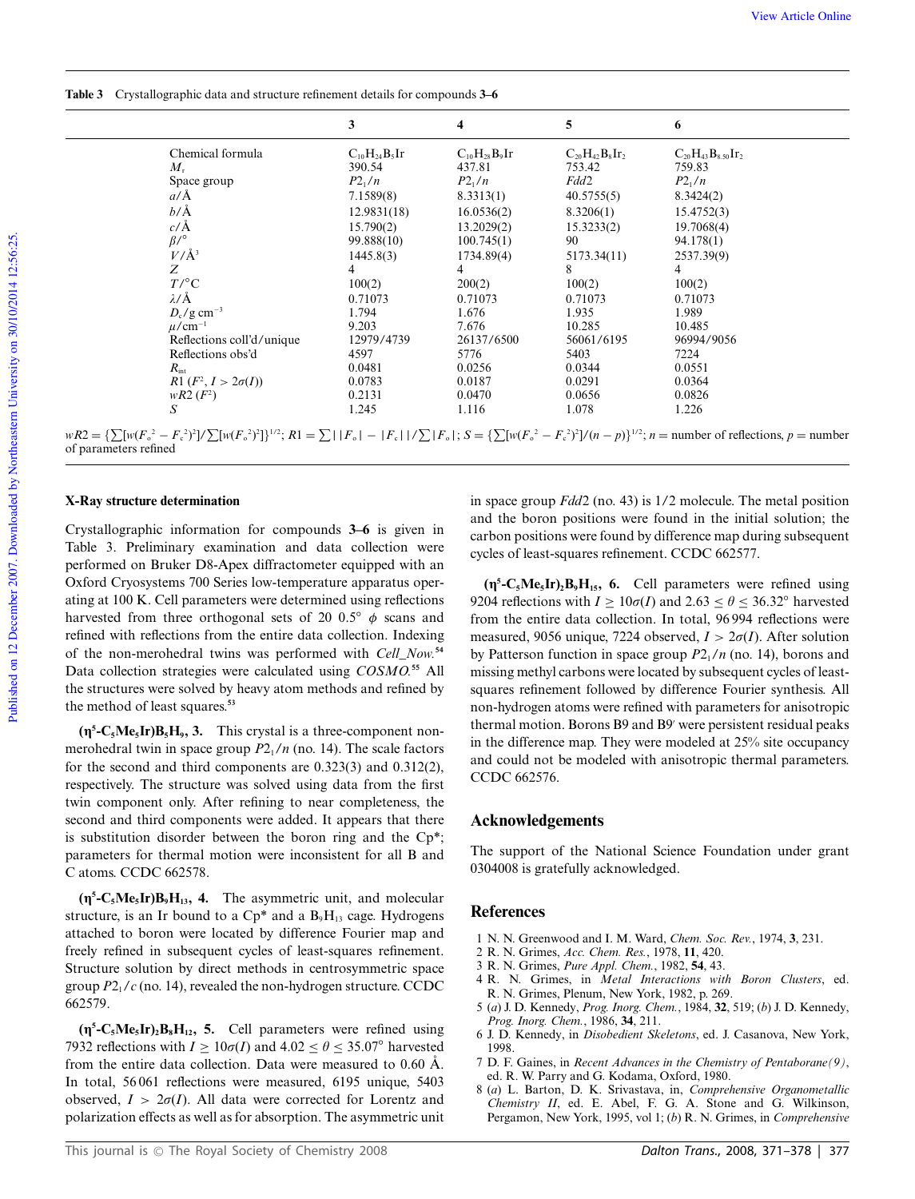**Table 3** Crystallographic data and structure refinement details for compounds **3–6**

| | **3** | **4** | **5** | **6** |
|---|---|---|---|---|
| Chemical formula | $C_{10}H_{24}B_5Ir$ | $C_{10}H_{28}B_9Ir$ | $C_{20}H_{42}B_8Ir_2$ | $C_{20}H_{43}B_{8.50}Ir_2$ |
| $M_r$ | 390.54 | 437.81 | 753.42 | 759.83 |
| Space group | $P2_1/n$ | $P2_1/n$ | $Fdd2$ | $P2_1/n$ |
| $a$/Å | 7.1589(8) | 8.3313(1) | 40.5755(5) | 8.3424(2) |
| $b$/Å | 12.9831(18) | 16.0536(2) | 8.3206(1) | 15.4752(3) |
| $c$/Å | 15.790(2) | 13.2029(2) | 15.3233(2) | 19.7068(4) |
| $\beta$/° | 99.888(10) | 100.745(1) | 90 | 94.178(1) |
| $V$/Å$^3$ | 1445.8(3) | 1734.89(4) | 5173.34(11) | 2537.39(9) |
| $Z$ | 4 | 4 | 8 | 4 |
| $T$/°C | 100(2) | 200(2) | 100(2) | 100(2) |
| $\lambda$/Å | 0.71073 | 0.71073 | 0.71073 | 0.71073 |
| $D_c$/g cm$^{-3}$ | 1.794 | 1.676 | 1.935 | 1.989 |
| $\mu$/cm$^{-1}$ | 9.203 | 7.676 | 10.285 | 10.485 |
| Reflections coll'd/unique | 12979/4739 | 26137/6500 | 56061/6195 | 96994/9056 |
| Reflections obs'd | 4597 | 5776 | 5403 | 7224 |
| $R_{int}$ | 0.0481 | 0.0256 | 0.0344 | 0.0551 |
| $R1$ ($F^2$, $I > 2\sigma(I)$) | 0.0783 | 0.0187 | 0.0291 | 0.0364 |
| $wR2$ ($F^2$) | 0.2131 | 0.0470 | 0.0656 | 0.0826 |
| $S$ | 1.245 | 1.116 | 1.078 | 1.226 |

$wR2 = \{\sum[w(F_o^2 - F_c^2)^2]/\sum[w(F_o^2)^2]\}^{1/2}$; $R1 = \sum||F_o| - |F_c||/\sum|F_o|$; $S = \{\sum[w(F_o^2 - F_c^2)^2]/(n - p)\}^{1/2}$; $n$ = number of reflections, $p$ = number of parameters refined

## X-Ray structure determination

Crystallographic information for compounds **3–6** is given in Table 3. Preliminary examination and data collection were performed on Bruker D8-Apex diffractometer equipped with an Oxford Cryosystems 700 Series low-temperature apparatus operating at 100 K. Cell parameters were determined using reflections harvested from three orthogonal sets of 20 0.5° $\phi$ scans and refined with reflections from the entire data collection. Indexing of the non-merohedral twins was performed with *Cell_Now*.[54] Data collection strategies were calculated using *COSMO*.[55] All the structures were solved by heavy atom methods and refined by the method of least squares.[53]

**($\eta^5$-$C_5Me_5$Ir)$B_5H_9$, 3.** This crystal is a three-component non-merohedral twin in space group $P2_1/n$ (no. 14). The scale factors for the second and third components are 0.323(3) and 0.312(2), respectively. The structure was solved using data from the first twin component only. After refining to near completeness, the second and third components were added. It appears that there is substitution disorder between the boron ring and the Cp*; parameters for thermal motion were inconsistent for all B and C atoms. CCDC 662578.

**($\eta^5$-$C_5Me_5$Ir)$B_9H_{13}$, 4.** The asymmetric unit, and molecular structure, is an Ir bound to a Cp* and a $B_9H_{13}$ cage. Hydrogens attached to boron were located by difference Fourier map and freely refined in subsequent cycles of least-squares refinement. Structure solution by direct methods in centrosymmetric space group $P2_1/c$ (no. 14), revealed the non-hydrogen structure. CCDC 662579.

**($\eta^5$-$C_5Me_5$Ir)$_2B_8H_{12}$, 5.** Cell parameters were refined using 7932 reflections with $I \geq 10\sigma(I)$ and $4.02 \leq \theta \leq 35.07°$ harvested from the entire data collection. Data were measured to 0.60 Å. In total, 56 061 reflections were measured, 6195 unique, 5403 observed, $I > 2\sigma(I)$. All data were corrected for Lorentz and polarization effects as well as for absorption. The asymmetric unit in space group $Fdd2$ (no. 43) is 1/2 molecule. The metal position and the boron positions were found in the initial solution; the carbon positions were found by difference map during subsequent cycles of least-squares refinement. CCDC 662577.

**($\eta^5$-$C_5Me_5$Ir)$_2B_9H_{15}$, 6.** Cell parameters were refined using 9204 reflections with $I \geq 10\sigma(I)$ and $2.63 \leq \theta \leq 36.32°$ harvested from the entire data collection. In total, 96 994 reflections were measured, 9056 unique, 7224 observed, $I > 2\sigma(I)$. After solution by Patterson function in space group $P2_1/n$ (no. 14), borons and missing methyl carbons were located by subsequent cycles of least-squares refinement followed by difference Fourier synthesis. All non-hydrogen atoms were refined with parameters for anisotropic thermal motion. Borons B9 and B9′ were persistent residual peaks in the difference map. They were modeled at 25% site occupancy and could not be modeled with anisotropic thermal parameters. CCDC 662576.

## Acknowledgements

The support of the National Science Foundation under grant 0304008 is gratefully acknowledged.

## References

1. N. N. Greenwood and I. M. Ward, *Chem. Soc. Rev.*, 1974, **3**, 231.
2. R. N. Grimes, *Acc. Chem. Res.*, 1978, **11**, 420.
3. R. N. Grimes, *Pure Appl. Chem.*, 1982, **54**, 43.
4. R. N. Grimes, in *Metal Interactions with Boron Clusters*, ed. R. N. Grimes, Plenum, New York, 1982, p. 269.
5. (*a*) J. D. Kennedy, *Prog. Inorg. Chem.*, 1984, **32**, 519; (*b*) J. D. Kennedy, *Prog. Inorg. Chem.*, 1986, **34**, 211.
6. J. D. Kennedy, in *Disobedient Skeletons*, ed. J. Casanova, New York, 1998.
7. D. F. Gaines, in *Recent Advances in the Chemistry of Pentaborane(9)*, ed. R. W. Parry and G. Kodama, Oxford, 1980.
8. (*a*) L. Barton, D. K. Srivastava, in, *Comprehensive Organometallic Chemistry II*, ed. E. Abel, F. G. A. Stone and G. Wilkinson, Pergamon, New York, 1995, vol 1; (*b*) R. N. Grimes, in *Comprehensive*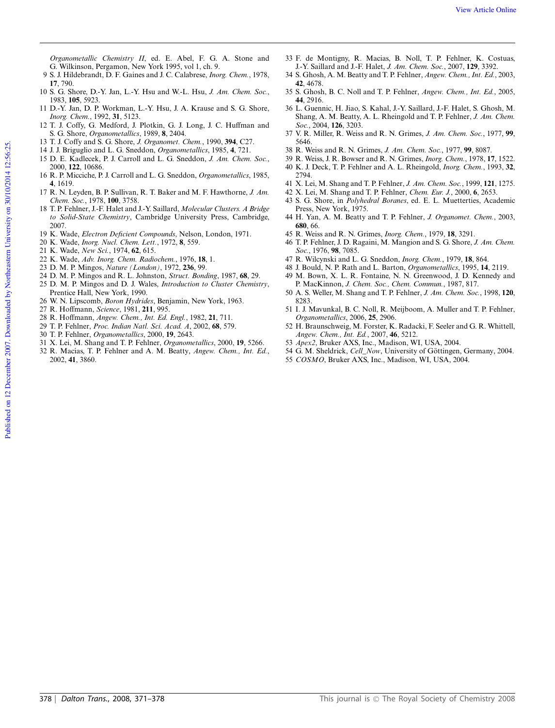*Organometallic Chemistry II*, ed. E. Abel, F. G. A. Stone and G. Wilkinson, Pergamon, New York 1995, vol 1, ch. 9.

9 S. J. Hildebrandt, D. F. Gaines and J. C. Calabrese, *Inorg. Chem.*, 1978, **17**, 790.

10 S. G. Shore, D.-Y. Jan, L.-Y. Hsu and W.-L. Hsu, *J. Am. Chem. Soc.*, 1983, **105**, 5923.

11 D.-Y. Jan, D. P. Workman, L.-Y. Hsu, J. A. Krause and S. G. Shore, *Inorg. Chem.*, 1992, **31**, 5123.

12 T. J. Coffy, G. Medford, J. Plotkin, G. J. Long, J. C. Huffman and S. G. Shore, *Organometallics*, 1989, **8**, 2404.

13 T. J. Coffy and S. G. Shore, *J. Organomet. Chem.*, 1990, **394**, C27.

14 J. J. Briguglio and L. G. Sneddon, *Organometallics*, 1985, **4**, 721.

15 D. E. Kadlecek, P. J. Carroll and L. G. Sneddon, *J. Am. Chem. Soc.*, 2000, **122**, 10686.

16 R. P. Micciche, P. J. Carroll and L. G. Sneddon, *Organometallics*, 1985, **4**, 1619.

17 R. N. Leyden, B. P. Sullivan, R. T. Baker and M. F. Hawthorne, *J. Am. Chem. Soc.*, 1978, **100**, 3758.

18 T. P. Fehlner, J.-F. Halet and J.-Y. Saillard, *Molecular Clusters. A Bridge to Solid-State Chemistry*, Cambridge University Press, Cambridge, 2007.

19 K. Wade, *Electron Deficient Compounds*, Nelson, London, 1971.

20 K. Wade, *Inorg. Nucl. Chem. Lett.*, 1972, **8**, 559.

21 K. Wade, *New Sci.*, 1974, **62**, 615.

22 K. Wade, *Adv. Inorg. Chem. Radiochem.*, 1976, **18**, 1.

23 D. M. P. Mingos, *Nature (London)*, 1972, **236**, 99.

24 D. M. P. Mingos and R. L. Johnston, *Struct. Bonding*, 1987, **68**, 29.

25 D. M. P. Mingos and D. J. Wales, *Introduction to Cluster Chemistry*, Prentice Hall, New York, 1990.

26 W. N. Lipscomb, *Boron Hydrides*, Benjamin, New York, 1963.

27 R. Hoffmann, *Science*, 1981, **211**, 995.

28 R. Hoffmann, *Angew. Chem., Int. Ed. Engl.*, 1982, **21**, 711.

29 T. P. Fehlner, *Proc. Indian Natl. Sci. Acad. A*, 2002, **68**, 579.

30 T. P. Fehlner, *Organometallics*, 2000, **19**, 2643.

31 X. Lei, M. Shang and T. P. Fehlner, *Organometallics*, 2000, **19**, 5266.

32 R. Macías, T. P. Fehlner and A. M. Beatty, *Angew. Chem., Int. Ed.*, 2002, **41**, 3860.

33 F. de Montigny, R. Macías, B. Noll, T. P. Fehlner, K. Costuas, J.-Y. Saillard and J.-F. Halet, *J. Am. Chem. Soc.*, 2007, **129**, 3392.

34 S. Ghosh, A. M. Beatty and T. P. Fehlner, *Angew. Chem., Int. Ed.*, 2003, **42**, 4678.

35 S. Ghosh, B. C. Noll and T. P. Fehlner, *Angew. Chem., Int. Ed.*, 2005, **44**, 2916.

36 L. Guennic, H. Jiao, S. Kahal, J.-Y. Saillard, J.-F. Halet, S. Ghosh, M. Shang, A. M. Beatty, A. L. Rheingold and T. P. Fehlner, *J. Am. Chem. Soc.*, 2004, **126**, 3203.

37 V. R. Miller, R. Weiss and R. N. Grimes, *J. Am. Chem. Soc.*, 1977, **99**, 5646.

38 R. Weiss and R. N. Grimes, *J. Am. Chem. Soc.*, 1977, **99**, 8087.

39 R. Weiss, J. R. Bowser and R. N. Grimes, *Inorg. Chem.*, 1978, **17**, 1522.

40 K. J. Deck, T. P. Fehlner and A. L. Rheingold, *Inorg. Chem.*, 1993, **32**, 2794.

41 X. Lei, M. Shang and T. P. Fehlner, *J. Am. Chem. Soc.*, 1999, **121**, 1275.

42 X. Lei, M. Shang and T. P. Fehlner, *Chem. Eur. J.*, 2000, **6**, 2653.

43 S. G. Shore, in *Polyhedral Boranes*, ed. E. L. Muetterties, Academic Press, New York, 1975.

44 H. Yan, A. M. Beatty and T. P. Fehlner, *J. Organomet. Chem.*, 2003, **680**, 66.

45 R. Weiss and R. N. Grimes, *Inorg. Chem.*, 1979, **18**, 3291.

46 T. P. Fehlner, J. D. Ragaini, M. Mangion and S. G. Shore, *J. Am. Chem. Soc.*, 1976, **98**, 7085.

47 R. Wilcynski and L. G. Sneddon, *Inorg. Chem.*, 1979, **18**, 864.

48 J. Bould, N. P. Rath and L. Barton, *Organometallics*, 1995, **14**, 2119.

49 M. Bown, X. L. R. Fontaine, N. N. Greenwood, J. D. Kennedy and P. MacKinnon, *J. Chem. Soc., Chem. Commun.*, 1987, 817.

50 A. S. Weller, M. Shang and T. P. Fehlner, *J. Am. Chem. Soc.*, 1998, **120**, 8283.

51 I. J. Mavunkal, B. C. Noll, R. Meijboom, A. Muller and T. P. Fehlner, *Organometallics*, 2006, **25**, 2906.

52 H. Braunschweig, M. Forster, K. Radacki, F. Seeler and G. R. Whittell, *Angew. Chem., Int. Ed.*, 2007, **46**, 5212.

53 *Apex2*, Bruker AXS, Inc., Madison, WI, USA, 2004.

54 G. M. Sheldrick, *Cell_Now*, University of Göttingen, Germany, 2004.

55 *COSMO*, Bruker AXS, Inc., Madison, WI, USA, 2004.